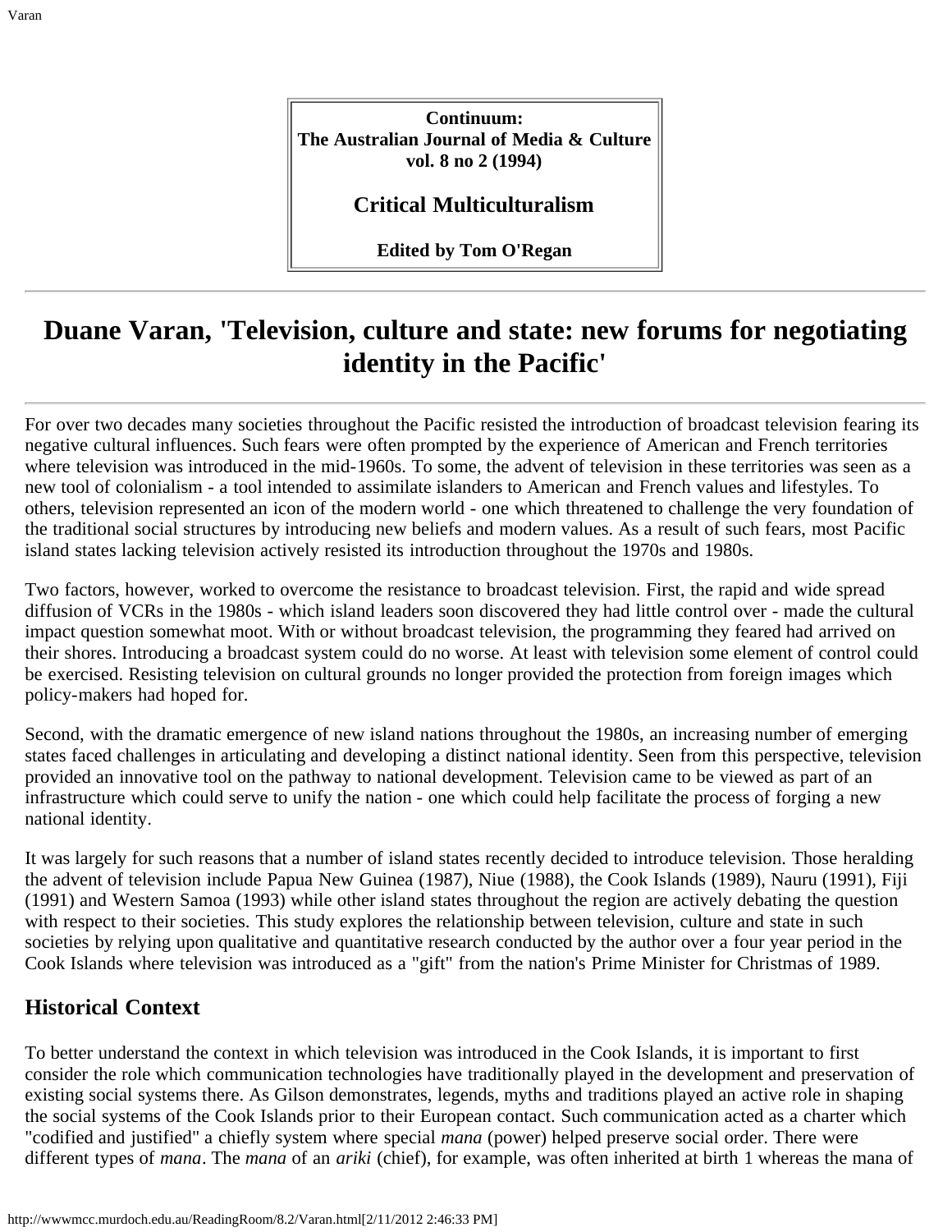**Continuum:**
**The Australian Journal of Media & Culture**
**vol. 8 no 2 (1994)**

**Critical Multiculturalism**

**Edited by Tom O'Regan**

---

# Duane Varan, 'Television, culture and state: new forums for negotiating identity in the Pacific'

---

For over two decades many societies throughout the Pacific resisted the introduction of broadcast television fearing its negative cultural influences. Such fears were often prompted by the experience of American and French territories where television was introduced in the mid-1960s. To some, the advent of television in these territories was seen as a new tool of colonialism - a tool intended to assimilate islanders to American and French values and lifestyles. To others, television represented an icon of the modern world - one which threatened to challenge the very foundation of the traditional social structures by introducing new beliefs and modern values. As a result of such fears, most Pacific island states lacking television actively resisted its introduction throughout the 1970s and 1980s.

Two factors, however, worked to overcome the resistance to broadcast television. First, the rapid and wide spread diffusion of VCRs in the 1980s - which island leaders soon discovered they had little control over - made the cultural impact question somewhat moot. With or without broadcast television, the programming they feared had arrived on their shores. Introducing a broadcast system could do no worse. At least with television some element of control could be exercised. Resisting television on cultural grounds no longer provided the protection from foreign images which policy-makers had hoped for.

Second, with the dramatic emergence of new island nations throughout the 1980s, an increasing number of emerging states faced challenges in articulating and developing a distinct national identity. Seen from this perspective, television provided an innovative tool on the pathway to national development. Television came to be viewed as part of an infrastructure which could serve to unify the nation - one which could help facilitate the process of forging a new national identity.

It was largely for such reasons that a number of island states recently decided to introduce television. Those heralding the advent of television include Papua New Guinea (1987), Niue (1988), the Cook Islands (1989), Nauru (1991), Fiji (1991) and Western Samoa (1993) while other island states throughout the region are actively debating the question with respect to their societies. This study explores the relationship between television, culture and state in such societies by relying upon qualitative and quantitative research conducted by the author over a four year period in the Cook Islands where television was introduced as a "gift" from the nation's Prime Minister for Christmas of 1989.

## Historical Context

To better understand the context in which television was introduced in the Cook Islands, it is important to first consider the role which communication technologies have traditionally played in the development and preservation of existing social systems there. As Gilson demonstrates, legends, myths and traditions played an active role in shaping the social systems of the Cook Islands prior to their European contact. Such communication acted as a charter which "codified and justified" a chiefly system where special *mana* (power) helped preserve social order. There were different types of *mana*. The *mana* of an *ariki* (chief), for example, was often inherited at birth 1 whereas the mana of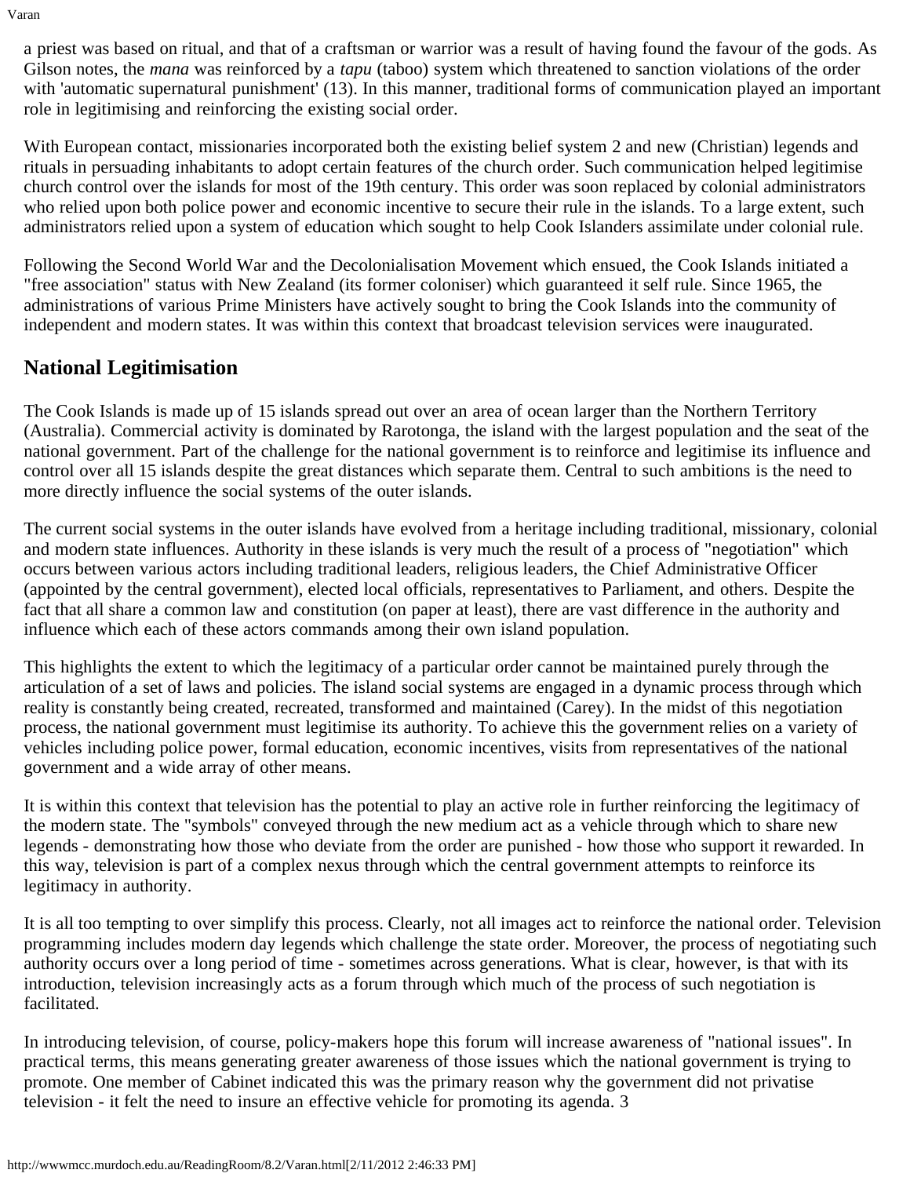a priest was based on ritual, and that of a craftsman or warrior was a result of having found the favour of the gods. As Gilson notes, the *mana* was reinforced by a *tapu* (taboo) system which threatened to sanction violations of the order with 'automatic supernatural punishment' (13). In this manner, traditional forms of communication played an important role in legitimising and reinforcing the existing social order.

With European contact, missionaries incorporated both the existing belief system 2 and new (Christian) legends and rituals in persuading inhabitants to adopt certain features of the church order. Such communication helped legitimise church control over the islands for most of the 19th century. This order was soon replaced by colonial administrators who relied upon both police power and economic incentive to secure their rule in the islands. To a large extent, such administrators relied upon a system of education which sought to help Cook Islanders assimilate under colonial rule.

Following the Second World War and the Decolonialisation Movement which ensued, the Cook Islands initiated a "free association" status with New Zealand (its former coloniser) which guaranteed it self rule. Since 1965, the administrations of various Prime Ministers have actively sought to bring the Cook Islands into the community of independent and modern states. It was within this context that broadcast television services were inaugurated.

## National Legitimisation

The Cook Islands is made up of 15 islands spread out over an area of ocean larger than the Northern Territory (Australia). Commercial activity is dominated by Rarotonga, the island with the largest population and the seat of the national government. Part of the challenge for the national government is to reinforce and legitimise its influence and control over all 15 islands despite the great distances which separate them. Central to such ambitions is the need to more directly influence the social systems of the outer islands.

The current social systems in the outer islands have evolved from a heritage including traditional, missionary, colonial and modern state influences. Authority in these islands is very much the result of a process of "negotiation" which occurs between various actors including traditional leaders, religious leaders, the Chief Administrative Officer (appointed by the central government), elected local officials, representatives to Parliament, and others. Despite the fact that all share a common law and constitution (on paper at least), there are vast difference in the authority and influence which each of these actors commands among their own island population.

This highlights the extent to which the legitimacy of a particular order cannot be maintained purely through the articulation of a set of laws and policies. The island social systems are engaged in a dynamic process through which reality is constantly being created, recreated, transformed and maintained (Carey). In the midst of this negotiation process, the national government must legitimise its authority. To achieve this the government relies on a variety of vehicles including police power, formal education, economic incentives, visits from representatives of the national government and a wide array of other means.

It is within this context that television has the potential to play an active role in further reinforcing the legitimacy of the modern state. The "symbols" conveyed through the new medium act as a vehicle through which to share new legends - demonstrating how those who deviate from the order are punished - how those who support it rewarded. In this way, television is part of a complex nexus through which the central government attempts to reinforce its legitimacy in authority.

It is all too tempting to over simplify this process. Clearly, not all images act to reinforce the national order. Television programming includes modern day legends which challenge the state order. Moreover, the process of negotiating such authority occurs over a long period of time - sometimes across generations. What is clear, however, is that with its introduction, television increasingly acts as a forum through which much of the process of such negotiation is facilitated.

In introducing television, of course, policy-makers hope this forum will increase awareness of "national issues". In practical terms, this means generating greater awareness of those issues which the national government is trying to promote. One member of Cabinet indicated this was the primary reason why the government did not privatise television - it felt the need to insure an effective vehicle for promoting its agenda. 3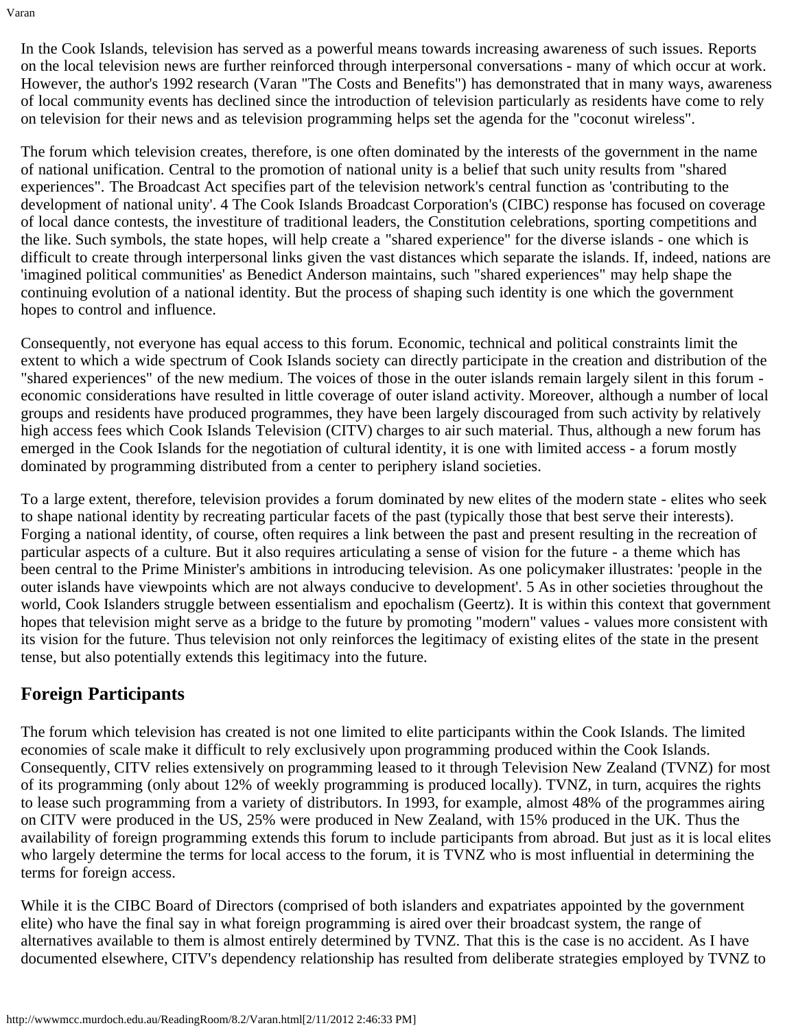In the Cook Islands, television has served as a powerful means towards increasing awareness of such issues. Reports on the local television news are further reinforced through interpersonal conversations - many of which occur at work. However, the author's 1992 research (Varan "The Costs and Benefits") has demonstrated that in many ways, awareness of local community events has declined since the introduction of television particularly as residents have come to rely on television for their news and as television programming helps set the agenda for the "coconut wireless".

The forum which television creates, therefore, is one often dominated by the interests of the government in the name of national unification. Central to the promotion of national unity is a belief that such unity results from "shared experiences". The Broadcast Act specifies part of the television network's central function as 'contributing to the development of national unity'. 4 The Cook Islands Broadcast Corporation's (CIBC) response has focused on coverage of local dance contests, the investiture of traditional leaders, the Constitution celebrations, sporting competitions and the like. Such symbols, the state hopes, will help create a "shared experience" for the diverse islands - one which is difficult to create through interpersonal links given the vast distances which separate the islands. If, indeed, nations are 'imagined political communities' as Benedict Anderson maintains, such "shared experiences" may help shape the continuing evolution of a national identity. But the process of shaping such identity is one which the government hopes to control and influence.

Consequently, not everyone has equal access to this forum. Economic, technical and political constraints limit the extent to which a wide spectrum of Cook Islands society can directly participate in the creation and distribution of the "shared experiences" of the new medium. The voices of those in the outer islands remain largely silent in this forum - economic considerations have resulted in little coverage of outer island activity. Moreover, although a number of local groups and residents have produced programmes, they have been largely discouraged from such activity by relatively high access fees which Cook Islands Television (CITV) charges to air such material. Thus, although a new forum has emerged in the Cook Islands for the negotiation of cultural identity, it is one with limited access - a forum mostly dominated by programming distributed from a center to periphery island societies.

To a large extent, therefore, television provides a forum dominated by new elites of the modern state - elites who seek to shape national identity by recreating particular facets of the past (typically those that best serve their interests). Forging a national identity, of course, often requires a link between the past and present resulting in the recreation of particular aspects of a culture. But it also requires articulating a sense of vision for the future - a theme which has been central to the Prime Minister's ambitions in introducing television. As one policymaker illustrates: 'people in the outer islands have viewpoints which are not always conducive to development'. 5 As in other societies throughout the world, Cook Islanders struggle between essentialism and epochalism (Geertz). It is within this context that government hopes that television might serve as a bridge to the future by promoting "modern" values - values more consistent with its vision for the future. Thus television not only reinforces the legitimacy of existing elites of the state in the present tense, but also potentially extends this legitimacy into the future.

## Foreign Participants

The forum which television has created is not one limited to elite participants within the Cook Islands. The limited economies of scale make it difficult to rely exclusively upon programming produced within the Cook Islands. Consequently, CITV relies extensively on programming leased to it through Television New Zealand (TVNZ) for most of its programming (only about 12% of weekly programming is produced locally). TVNZ, in turn, acquires the rights to lease such programming from a variety of distributors. In 1993, for example, almost 48% of the programmes airing on CITV were produced in the US, 25% were produced in New Zealand, with 15% produced in the UK. Thus the availability of foreign programming extends this forum to include participants from abroad. But just as it is local elites who largely determine the terms for local access to the forum, it is TVNZ who is most influential in determining the terms for foreign access.

While it is the CIBC Board of Directors (comprised of both islanders and expatriates appointed by the government elite) who have the final say in what foreign programming is aired over their broadcast system, the range of alternatives available to them is almost entirely determined by TVNZ. That this is the case is no accident. As I have documented elsewhere, CITV's dependency relationship has resulted from deliberate strategies employed by TVNZ to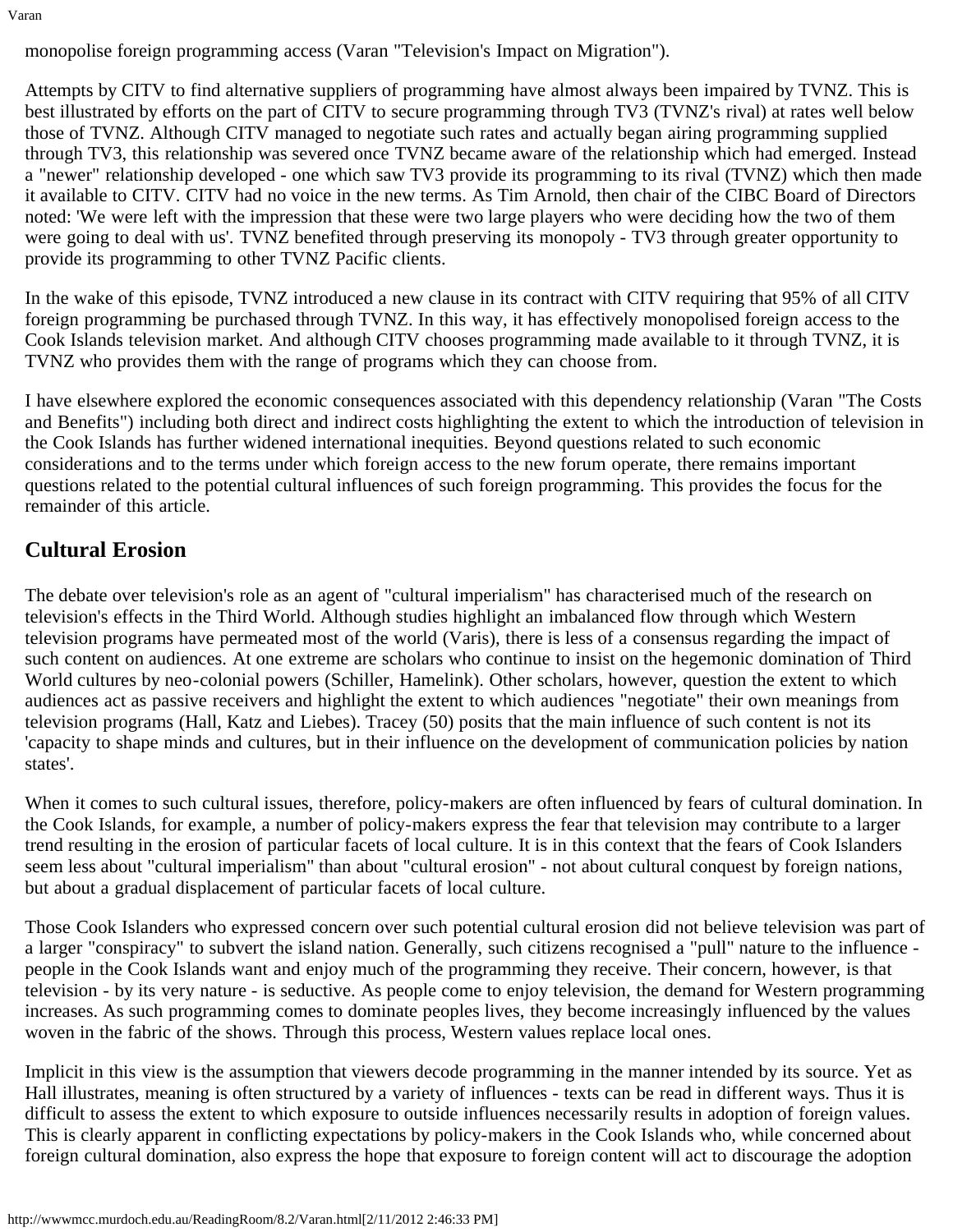monopolise foreign programming access (Varan "Television's Impact on Migration").

Attempts by CITV to find alternative suppliers of programming have almost always been impaired by TVNZ. This is best illustrated by efforts on the part of CITV to secure programming through TV3 (TVNZ's rival) at rates well below those of TVNZ. Although CITV managed to negotiate such rates and actually began airing programming supplied through TV3, this relationship was severed once TVNZ became aware of the relationship which had emerged. Instead a "newer" relationship developed - one which saw TV3 provide its programming to its rival (TVNZ) which then made it available to CITV. CITV had no voice in the new terms. As Tim Arnold, then chair of the CIBC Board of Directors noted: 'We were left with the impression that these were two large players who were deciding how the two of them were going to deal with us'. TVNZ benefited through preserving its monopoly - TV3 through greater opportunity to provide its programming to other TVNZ Pacific clients.

In the wake of this episode, TVNZ introduced a new clause in its contract with CITV requiring that 95% of all CITV foreign programming be purchased through TVNZ. In this way, it has effectively monopolised foreign access to the Cook Islands television market. And although CITV chooses programming made available to it through TVNZ, it is TVNZ who provides them with the range of programs which they can choose from.

I have elsewhere explored the economic consequences associated with this dependency relationship (Varan "The Costs and Benefits") including both direct and indirect costs highlighting the extent to which the introduction of television in the Cook Islands has further widened international inequities. Beyond questions related to such economic considerations and to the terms under which foreign access to the new forum operate, there remains important questions related to the potential cultural influences of such foreign programming. This provides the focus for the remainder of this article.

## Cultural Erosion

The debate over television's role as an agent of "cultural imperialism" has characterised much of the research on television's effects in the Third World. Although studies highlight an imbalanced flow through which Western television programs have permeated most of the world (Varis), there is less of a consensus regarding the impact of such content on audiences. At one extreme are scholars who continue to insist on the hegemonic domination of Third World cultures by neo-colonial powers (Schiller, Hamelink). Other scholars, however, question the extent to which audiences act as passive receivers and highlight the extent to which audiences "negotiate" their own meanings from television programs (Hall, Katz and Liebes). Tracey (50) posits that the main influence of such content is not its 'capacity to shape minds and cultures, but in their influence on the development of communication policies by nation states'.

When it comes to such cultural issues, therefore, policy-makers are often influenced by fears of cultural domination. In the Cook Islands, for example, a number of policy-makers express the fear that television may contribute to a larger trend resulting in the erosion of particular facets of local culture. It is in this context that the fears of Cook Islanders seem less about "cultural imperialism" than about "cultural erosion" - not about cultural conquest by foreign nations, but about a gradual displacement of particular facets of local culture.

Those Cook Islanders who expressed concern over such potential cultural erosion did not believe television was part of a larger "conspiracy" to subvert the island nation. Generally, such citizens recognised a "pull" nature to the influence - people in the Cook Islands want and enjoy much of the programming they receive. Their concern, however, is that television - by its very nature - is seductive. As people come to enjoy television, the demand for Western programming increases. As such programming comes to dominate peoples lives, they become increasingly influenced by the values woven in the fabric of the shows. Through this process, Western values replace local ones.

Implicit in this view is the assumption that viewers decode programming in the manner intended by its source. Yet as Hall illustrates, meaning is often structured by a variety of influences - texts can be read in different ways. Thus it is difficult to assess the extent to which exposure to outside influences necessarily results in adoption of foreign values. This is clearly apparent in conflicting expectations by policy-makers in the Cook Islands who, while concerned about foreign cultural domination, also express the hope that exposure to foreign content will act to discourage the adoption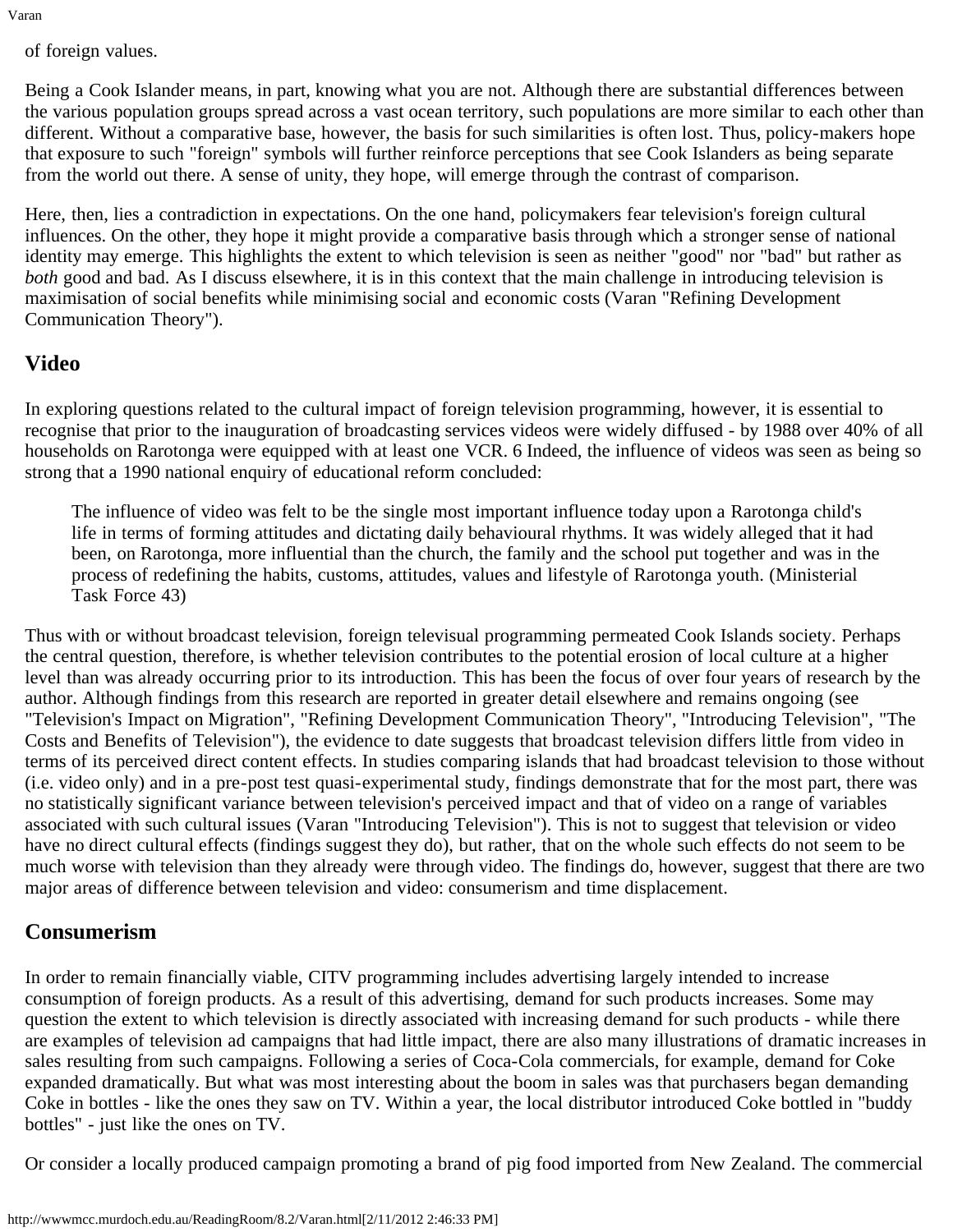of foreign values.

Being a Cook Islander means, in part, knowing what you are not. Although there are substantial differences between the various population groups spread across a vast ocean territory, such populations are more similar to each other than different. Without a comparative base, however, the basis for such similarities is often lost. Thus, policy-makers hope that exposure to such "foreign" symbols will further reinforce perceptions that see Cook Islanders as being separate from the world out there. A sense of unity, they hope, will emerge through the contrast of comparison.

Here, then, lies a contradiction in expectations. On the one hand, policymakers fear television's foreign cultural influences. On the other, they hope it might provide a comparative basis through which a stronger sense of national identity may emerge. This highlights the extent to which television is seen as neither "good" nor "bad" but rather as *both* good and bad. As I discuss elsewhere, it is in this context that the main challenge in introducing television is maximisation of social benefits while minimising social and economic costs (Varan "Refining Development Communication Theory").

## Video

In exploring questions related to the cultural impact of foreign television programming, however, it is essential to recognise that prior to the inauguration of broadcasting services videos were widely diffused - by 1988 over 40% of all households on Rarotonga were equipped with at least one VCR. 6 Indeed, the influence of videos was seen as being so strong that a 1990 national enquiry of educational reform concluded:

> The influence of video was felt to be the single most important influence today upon a Rarotonga child's life in terms of forming attitudes and dictating daily behavioural rhythms. It was widely alleged that it had been, on Rarotonga, more influential than the church, the family and the school put together and was in the process of redefining the habits, customs, attitudes, values and lifestyle of Rarotonga youth. (Ministerial Task Force 43)

Thus with or without broadcast television, foreign televisual programming permeated Cook Islands society. Perhaps the central question, therefore, is whether television contributes to the potential erosion of local culture at a higher level than was already occurring prior to its introduction. This has been the focus of over four years of research by the author. Although findings from this research are reported in greater detail elsewhere and remains ongoing (see "Television's Impact on Migration", "Refining Development Communication Theory", "Introducing Television", "The Costs and Benefits of Television"), the evidence to date suggests that broadcast television differs little from video in terms of its perceived direct content effects. In studies comparing islands that had broadcast television to those without (i.e. video only) and in a pre-post test quasi-experimental study, findings demonstrate that for the most part, there was no statistically significant variance between television's perceived impact and that of video on a range of variables associated with such cultural issues (Varan "Introducing Television"). This is not to suggest that television or video have no direct cultural effects (findings suggest they do), but rather, that on the whole such effects do not seem to be much worse with television than they already were through video. The findings do, however, suggest that there are two major areas of difference between television and video: consumerism and time displacement.

## Consumerism

In order to remain financially viable, CITV programming includes advertising largely intended to increase consumption of foreign products. As a result of this advertising, demand for such products increases. Some may question the extent to which television is directly associated with increasing demand for such products - while there are examples of television ad campaigns that had little impact, there are also many illustrations of dramatic increases in sales resulting from such campaigns. Following a series of Coca-Cola commercials, for example, demand for Coke expanded dramatically. But what was most interesting about the boom in sales was that purchasers began demanding Coke in bottles - like the ones they saw on TV. Within a year, the local distributor introduced Coke bottled in "buddy bottles" - just like the ones on TV.

Or consider a locally produced campaign promoting a brand of pig food imported from New Zealand. The commercial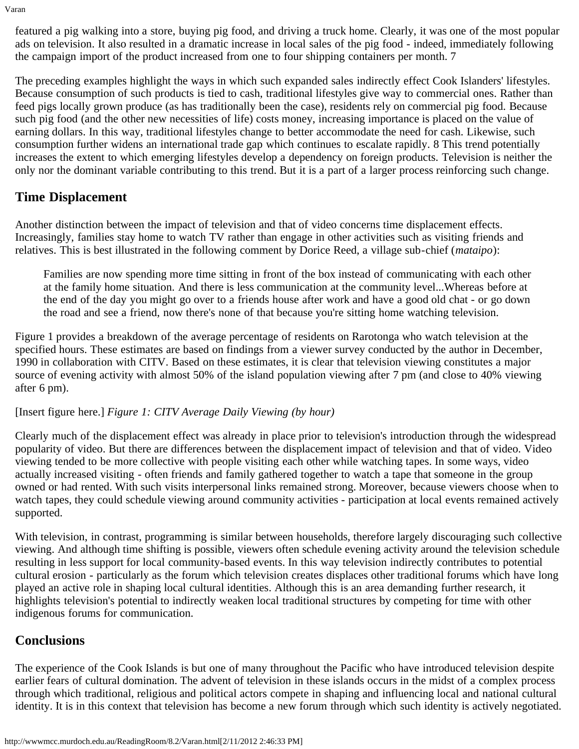featured a pig walking into a store, buying pig food, and driving a truck home. Clearly, it was one of the most popular ads on television. It also resulted in a dramatic increase in local sales of the pig food - indeed, immediately following the campaign import of the product increased from one to four shipping containers per month. 7

The preceding examples highlight the ways in which such expanded sales indirectly effect Cook Islanders' lifestyles. Because consumption of such products is tied to cash, traditional lifestyles give way to commercial ones. Rather than feed pigs locally grown produce (as has traditionally been the case), residents rely on commercial pig food. Because such pig food (and the other new necessities of life) costs money, increasing importance is placed on the value of earning dollars. In this way, traditional lifestyles change to better accommodate the need for cash. Likewise, such consumption further widens an international trade gap which continues to escalate rapidly. 8 This trend potentially increases the extent to which emerging lifestyles develop a dependency on foreign products. Television is neither the only nor the dominant variable contributing to this trend. But it is a part of a larger process reinforcing such change.

## Time Displacement

Another distinction between the impact of television and that of video concerns time displacement effects. Increasingly, families stay home to watch TV rather than engage in other activities such as visiting friends and relatives. This is best illustrated in the following comment by Dorice Reed, a village sub-chief (*mataipo*):

> Families are now spending more time sitting in front of the box instead of communicating with each other at the family home situation. And there is less communication at the community level...Whereas before at the end of the day you might go over to a friends house after work and have a good old chat - or go down the road and see a friend, now there's none of that because you're sitting home watching television.

Figure 1 provides a breakdown of the average percentage of residents on Rarotonga who watch television at the specified hours. These estimates are based on findings from a viewer survey conducted by the author in December, 1990 in collaboration with CITV. Based on these estimates, it is clear that television viewing constitutes a major source of evening activity with almost 50% of the island population viewing after 7 pm (and close to 40% viewing after 6 pm).

[Insert figure here.] *Figure 1: CITV Average Daily Viewing (by hour)*

Clearly much of the displacement effect was already in place prior to television's introduction through the widespread popularity of video. But there are differences between the displacement impact of television and that of video. Video viewing tended to be more collective with people visiting each other while watching tapes. In some ways, video actually increased visiting - often friends and family gathered together to watch a tape that someone in the group owned or had rented. With such visits interpersonal links remained strong. Moreover, because viewers choose when to watch tapes, they could schedule viewing around community activities - participation at local events remained actively supported.

With television, in contrast, programming is similar between households, therefore largely discouraging such collective viewing. And although time shifting is possible, viewers often schedule evening activity around the television schedule resulting in less support for local community-based events. In this way television indirectly contributes to potential cultural erosion - particularly as the forum which television creates displaces other traditional forums which have long played an active role in shaping local cultural identities. Although this is an area demanding further research, it highlights television's potential to indirectly weaken local traditional structures by competing for time with other indigenous forums for communication.

## Conclusions

The experience of the Cook Islands is but one of many throughout the Pacific who have introduced television despite earlier fears of cultural domination. The advent of television in these islands occurs in the midst of a complex process through which traditional, religious and political actors compete in shaping and influencing local and national cultural identity. It is in this context that television has become a new forum through which such identity is actively negotiated.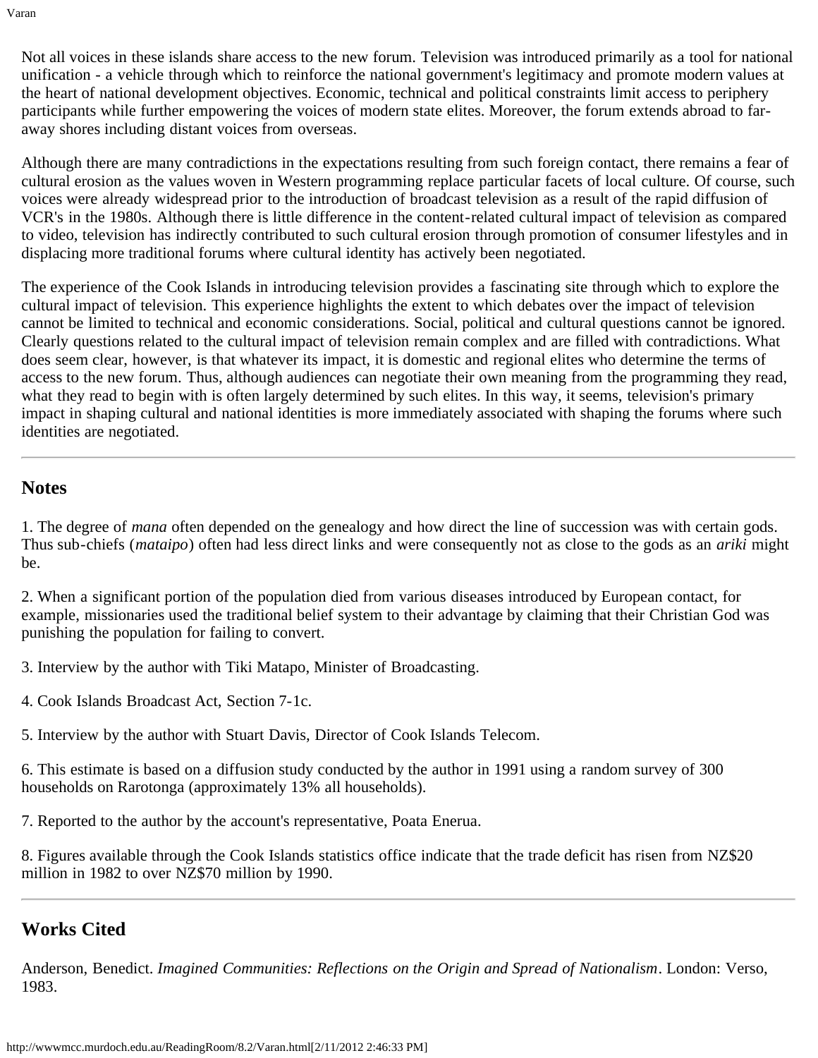Not all voices in these islands share access to the new forum. Television was introduced primarily as a tool for national unification - a vehicle through which to reinforce the national government's legitimacy and promote modern values at the heart of national development objectives. Economic, technical and political constraints limit access to periphery participants while further empowering the voices of modern state elites. Moreover, the forum extends abroad to far-away shores including distant voices from overseas.

Although there are many contradictions in the expectations resulting from such foreign contact, there remains a fear of cultural erosion as the values woven in Western programming replace particular facets of local culture. Of course, such voices were already widespread prior to the introduction of broadcast television as a result of the rapid diffusion of VCR's in the 1980s. Although there is little difference in the content-related cultural impact of television as compared to video, television has indirectly contributed to such cultural erosion through promotion of consumer lifestyles and in displacing more traditional forums where cultural identity has actively been negotiated.

The experience of the Cook Islands in introducing television provides a fascinating site through which to explore the cultural impact of television. This experience highlights the extent to which debates over the impact of television cannot be limited to technical and economic considerations. Social, political and cultural questions cannot be ignored. Clearly questions related to the cultural impact of television remain complex and are filled with contradictions. What does seem clear, however, is that whatever its impact, it is domestic and regional elites who determine the terms of access to the new forum. Thus, although audiences can negotiate their own meaning from the programming they read, what they read to begin with is often largely determined by such elites. In this way, it seems, television's primary impact in shaping cultural and national identities is more immediately associated with shaping the forums where such identities are negotiated.

---

## Notes

1. The degree of *mana* often depended on the genealogy and how direct the line of succession was with certain gods. Thus sub-chiefs (*mataipo*) often had less direct links and were consequently not as close to the gods as an *ariki* might be.

2. When a significant portion of the population died from various diseases introduced by European contact, for example, missionaries used the traditional belief system to their advantage by claiming that their Christian God was punishing the population for failing to convert.

3. Interview by the author with Tiki Matapo, Minister of Broadcasting.

4. Cook Islands Broadcast Act, Section 7-1c.

5. Interview by the author with Stuart Davis, Director of Cook Islands Telecom.

6. This estimate is based on a diffusion study conducted by the author in 1991 using a random survey of 300 households on Rarotonga (approximately 13% all households).

7. Reported to the author by the account's representative, Poata Enerua.

8. Figures available through the Cook Islands statistics office indicate that the trade deficit has risen from NZ$20 million in 1982 to over NZ$70 million by 1990.

---

## Works Cited

Anderson, Benedict. *Imagined Communities: Reflections on the Origin and Spread of Nationalism*. London: Verso, 1983.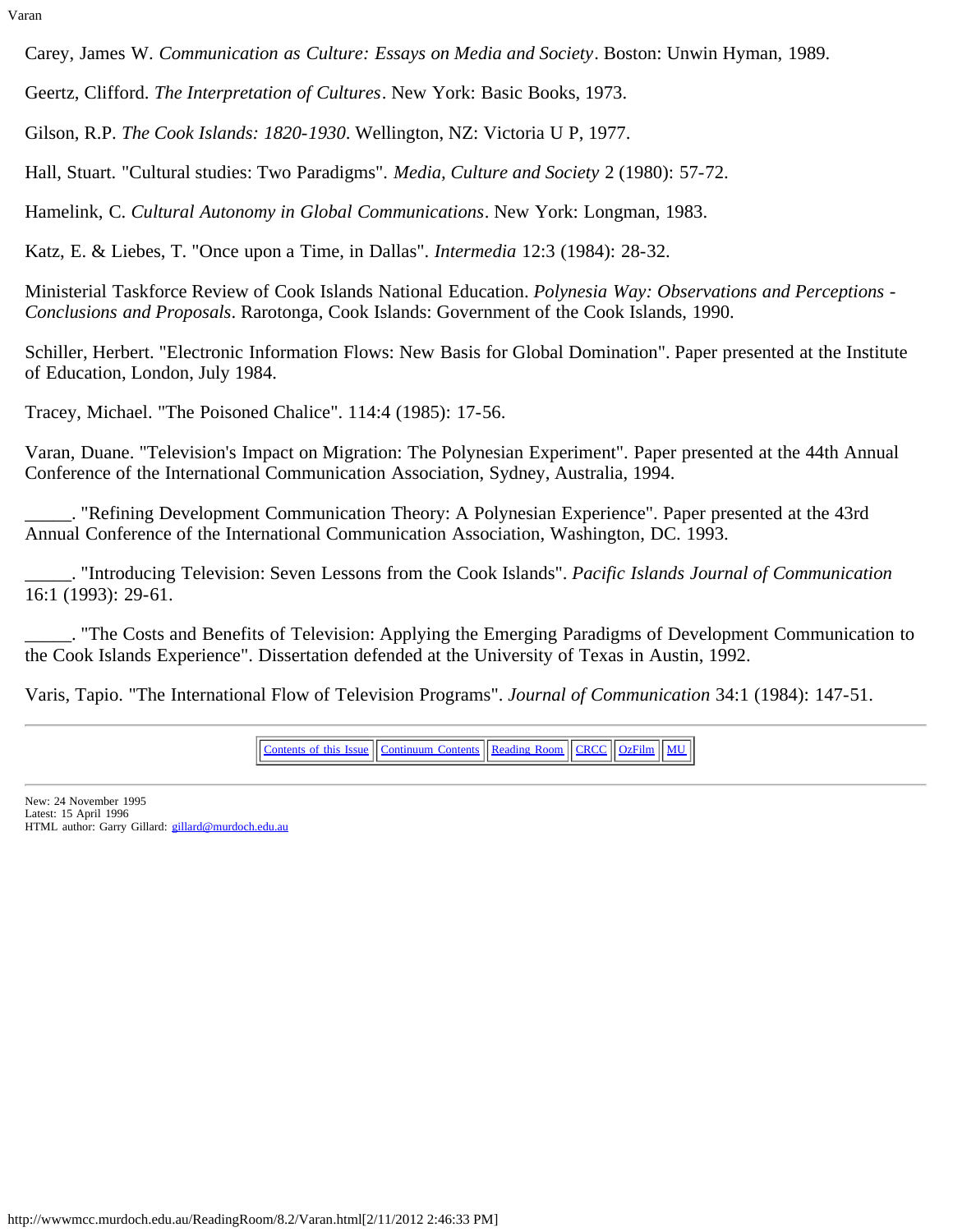Carey, James W. *Communication as Culture: Essays on Media and Society*. Boston: Unwin Hyman, 1989.

Geertz, Clifford. *The Interpretation of Cultures*. New York: Basic Books, 1973.

Gilson, R.P. *The Cook Islands: 1820-1930*. Wellington, NZ: Victoria U P, 1977.

Hall, Stuart. "Cultural studies: Two Paradigms". *Media, Culture and Society* 2 (1980): 57-72.

Hamelink, C. *Cultural Autonomy in Global Communications*. New York: Longman, 1983.

Katz, E. & Liebes, T. "Once upon a Time, in Dallas". *Intermedia* 12:3 (1984): 28-32.

Ministerial Taskforce Review of Cook Islands National Education. *Polynesia Way: Observations and Perceptions - Conclusions and Proposals*. Rarotonga, Cook Islands: Government of the Cook Islands, 1990.

Schiller, Herbert. "Electronic Information Flows: New Basis for Global Domination". Paper presented at the Institute of Education, London, July 1984.

Tracey, Michael. "The Poisoned Chalice". 114:4 (1985): 17-56.

Varan, Duane. "Television's Impact on Migration: The Polynesian Experiment". Paper presented at the 44th Annual Conference of the International Communication Association, Sydney, Australia, 1994.

_____. "Refining Development Communication Theory: A Polynesian Experience". Paper presented at the 43rd Annual Conference of the International Communication Association, Washington, DC. 1993.

_____. "Introducing Television: Seven Lessons from the Cook Islands". *Pacific Islands Journal of Communication* 16:1 (1993): 29-61.

_____. "The Costs and Benefits of Television: Applying the Emerging Paradigms of Development Communication to the Cook Islands Experience". Dissertation defended at the University of Texas in Austin, 1992.

Varis, Tapio. "The International Flow of Television Programs". *Journal of Communication* 34:1 (1984): 147-51.

---

| Contents of this Issue | Continuum Contents | Reading Room | CRCC | OzFilm | MU |
|---|---|---|---|---|---|

---

New: 24 November 1995
Latest: 15 April 1996
HTML author: Garry Gillard: gillard@murdoch.edu.au